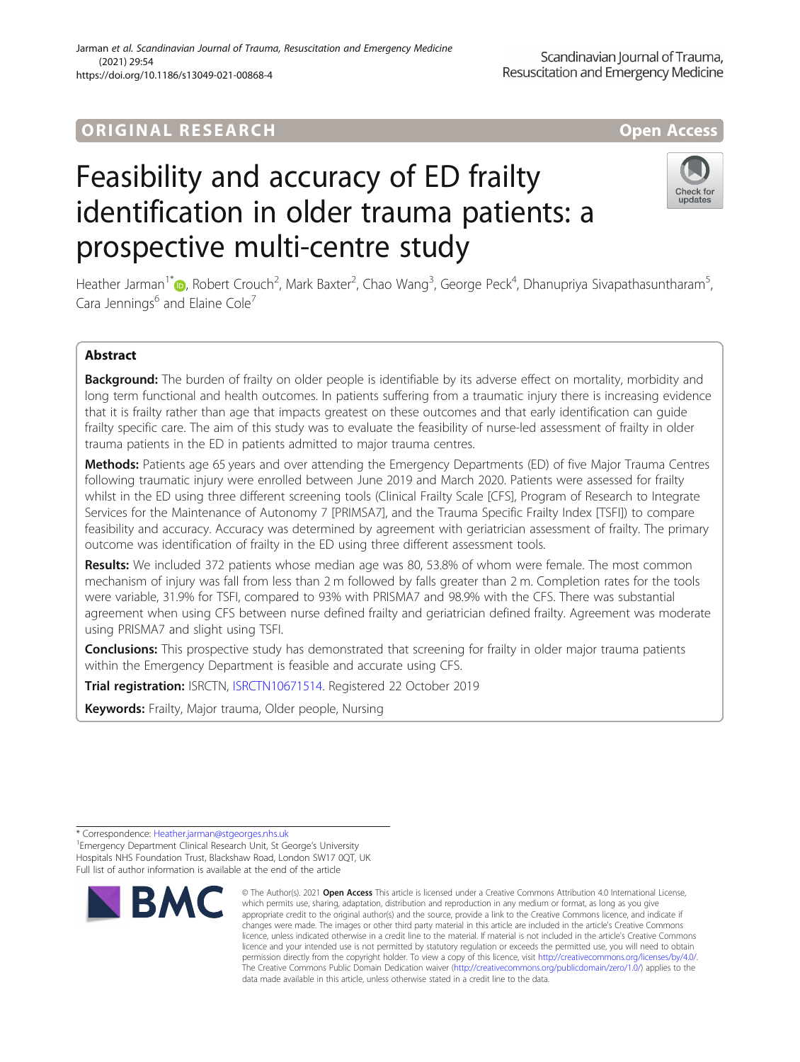ORIGINAL RESEARCH

Open Access

# Feasibility and accuracy of ED frailty identification in older trauma patients: a prospective multi-centre study

Heather Jarman[1*], Robert Crouch[2], Mark Baxter[2], Chao Wang[3], George Peck[4], Dhanupriya Sivapathasuntharam[5], Cara Jennings[6] and Elaine Cole[7]

## Abstract

**Background:** The burden of frailty on older people is identifiable by its adverse effect on mortality, morbidity and long term functional and health outcomes. In patients suffering from a traumatic injury there is increasing evidence that it is frailty rather than age that impacts greatest on these outcomes and that early identification can guide frailty specific care. The aim of this study was to evaluate the feasibility of nurse-led assessment of frailty in older trauma patients in the ED in patients admitted to major trauma centres.

**Methods:** Patients age 65 years and over attending the Emergency Departments (ED) of five Major Trauma Centres following traumatic injury were enrolled between June 2019 and March 2020. Patients were assessed for frailty whilst in the ED using three different screening tools (Clinical Frailty Scale [CFS], Program of Research to Integrate Services for the Maintenance of Autonomy 7 [PRIMSA7], and the Trauma Specific Frailty Index [TSFI]) to compare feasibility and accuracy. Accuracy was determined by agreement with geriatrician assessment of frailty. The primary outcome was identification of frailty in the ED using three different assessment tools.

**Results:** We included 372 patients whose median age was 80, 53.8% of whom were female. The most common mechanism of injury was fall from less than 2 m followed by falls greater than 2 m. Completion rates for the tools were variable, 31.9% for TSFI, compared to 93% with PRISMA7 and 98.9% with the CFS. There was substantial agreement when using CFS between nurse defined frailty and geriatrician defined frailty. Agreement was moderate using PRISMA7 and slight using TSFI.

**Conclusions:** This prospective study has demonstrated that screening for frailty in older major trauma patients within the Emergency Department is feasible and accurate using CFS.

**Trial registration:** ISRCTN, ISRCTN10671514. Registered 22 October 2019

**Keywords:** Frailty, Major trauma, Older people, Nursing

---

* Correspondence: Heather.jarman@stgeorges.nhs.uk

[1]Emergency Department Clinical Research Unit, St George's University Hospitals NHS Foundation Trust, Blackshaw Road, London SW17 0QT, UK

Full list of author information is available at the end of the article

© The Author(s). 2021 **Open Access** This article is licensed under a Creative Commons Attribution 4.0 International License, which permits use, sharing, adaptation, distribution and reproduction in any medium or format, as long as you give appropriate credit to the original author(s) and the source, provide a link to the Creative Commons licence, and indicate if changes were made. The images or other third party material in this article are included in the article's Creative Commons licence, unless indicated otherwise in a credit line to the material. If material is not included in the article's Creative Commons licence and your intended use is not permitted by statutory regulation or exceeds the permitted use, you will need to obtain permission directly from the copyright holder. To view a copy of this licence, visit http://creativecommons.org/licenses/by/4.0/. The Creative Commons Public Domain Dedication waiver (http://creativecommons.org/publicdomain/zero/1.0/) applies to the data made available in this article, unless otherwise stated in a credit line to the data.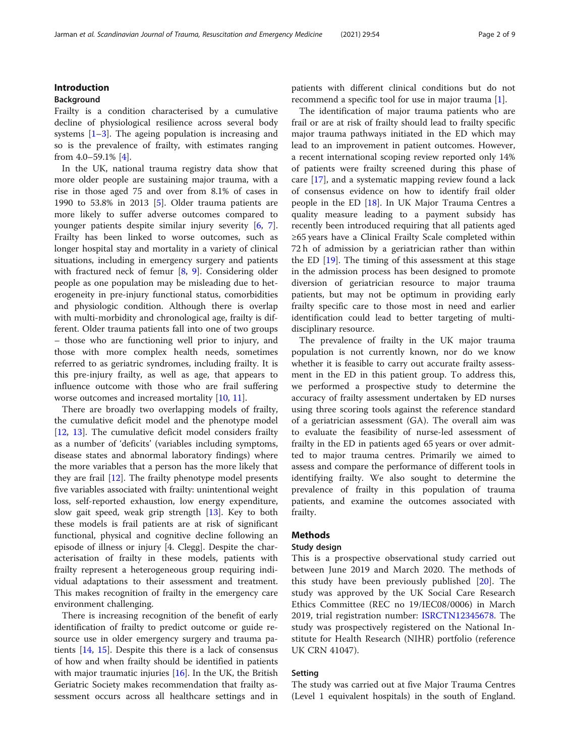## Introduction

### Background

Frailty is a condition characterised by a cumulative decline of physiological resilience across several body systems [1–3]. The ageing population is increasing and so is the prevalence of frailty, with estimates ranging from 4.0–59.1% [4].

In the UK, national trauma registry data show that more older people are sustaining major trauma, with a rise in those aged 75 and over from 8.1% of cases in 1990 to 53.8% in 2013 [5]. Older trauma patients are more likely to suffer adverse outcomes compared to younger patients despite similar injury severity [6, 7]. Frailty has been linked to worse outcomes, such as longer hospital stay and mortality in a variety of clinical situations, including in emergency surgery and patients with fractured neck of femur [8, 9]. Considering older people as one population may be misleading due to heterogeneity in pre-injury functional status, comorbidities and physiologic condition. Although there is overlap with multi-morbidity and chronological age, frailty is different. Older trauma patients fall into one of two groups – those who are functioning well prior to injury, and those with more complex health needs, sometimes referred to as geriatric syndromes, including frailty. It is this pre-injury frailty, as well as age, that appears to influence outcome with those who are frail suffering worse outcomes and increased mortality [10, 11].

There are broadly two overlapping models of frailty, the cumulative deficit model and the phenotype model [12, 13]. The cumulative deficit model considers frailty as a number of 'deficits' (variables including symptoms, disease states and abnormal laboratory findings) where the more variables that a person has the more likely that they are frail [12]. The frailty phenotype model presents five variables associated with frailty: unintentional weight loss, self-reported exhaustion, low energy expenditure, slow gait speed, weak grip strength [13]. Key to both these models is frail patients are at risk of significant functional, physical and cognitive decline following an episode of illness or injury [4. Clegg]. Despite the characterisation of frailty in these models, patients with frailty represent a heterogeneous group requiring individual adaptations to their assessment and treatment. This makes recognition of frailty in the emergency care environment challenging.

There is increasing recognition of the benefit of early identification of frailty to predict outcome or guide resource use in older emergency surgery and trauma patients [14, 15]. Despite this there is a lack of consensus of how and when frailty should be identified in patients with major traumatic injuries [16]. In the UK, the British Geriatric Society makes recommendation that frailty assessment occurs across all healthcare settings and in patients with different clinical conditions but do not recommend a specific tool for use in major trauma [1].

The identification of major trauma patients who are frail or are at risk of frailty should lead to frailty specific major trauma pathways initiated in the ED which may lead to an improvement in patient outcomes. However, a recent international scoping review reported only 14% of patients were frailty screened during this phase of care [17], and a systematic mapping review found a lack of consensus evidence on how to identify frail older people in the ED [18]. In UK Major Trauma Centres a quality measure leading to a payment subsidy has recently been introduced requiring that all patients aged ≥65 years have a Clinical Frailty Scale completed within 72 h of admission by a geriatrician rather than within the ED [19]. The timing of this assessment at this stage in the admission process has been designed to promote diversion of geriatrician resource to major trauma patients, but may not be optimum in providing early frailty specific care to those most in need and earlier identification could lead to better targeting of multidisciplinary resource.

The prevalence of frailty in the UK major trauma population is not currently known, nor do we know whether it is feasible to carry out accurate frailty assessment in the ED in this patient group. To address this, we performed a prospective study to determine the accuracy of frailty assessment undertaken by ED nurses using three scoring tools against the reference standard of a geriatrician assessment (GA). The overall aim was to evaluate the feasibility of nurse-led assessment of frailty in the ED in patients aged 65 years or over admitted to major trauma centres. Primarily we aimed to assess and compare the performance of different tools in identifying frailty. We also sought to determine the prevalence of frailty in this population of trauma patients, and examine the outcomes associated with frailty.

## Methods

### Study design

This is a prospective observational study carried out between June 2019 and March 2020. The methods of this study have been previously published [20]. The study was approved by the UK Social Care Research Ethics Committee (REC no 19/IEC08/0006) in March 2019, trial registration number: ISRCTN12345678. The study was prospectively registered on the National Institute for Health Research (NIHR) portfolio (reference UK CRN 41047).

### Setting

The study was carried out at five Major Trauma Centres (Level 1 equivalent hospitals) in the south of England.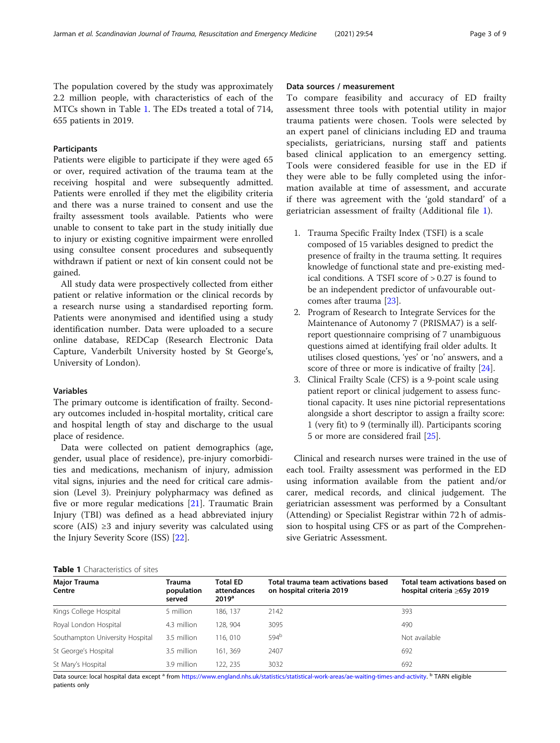The population covered by the study was approximately 2.2 million people, with characteristics of each of the MTCs shown in Table 1. The EDs treated a total of 714, 655 patients in 2019.

### Participants

Patients were eligible to participate if they were aged 65 or over, required activation of the trauma team at the receiving hospital and were subsequently admitted. Patients were enrolled if they met the eligibility criteria and there was a nurse trained to consent and use the frailty assessment tools available. Patients who were unable to consent to take part in the study initially due to injury or existing cognitive impairment were enrolled using consultee consent procedures and subsequently withdrawn if patient or next of kin consent could not be gained.

All study data were prospectively collected from either patient or relative information or the clinical records by a research nurse using a standardised reporting form. Patients were anonymised and identified using a study identification number. Data were uploaded to a secure online database, REDCap (Research Electronic Data Capture, Vanderbilt University hosted by St George's, University of London).

### Variables

The primary outcome is identification of frailty. Secondary outcomes included in-hospital mortality, critical care and hospital length of stay and discharge to the usual place of residence.

Data were collected on patient demographics (age, gender, usual place of residence), pre-injury comorbidities and medications, mechanism of injury, admission vital signs, injuries and the need for critical care admission (Level 3). Preinjury polypharmacy was defined as five or more regular medications [21]. Traumatic Brain Injury (TBI) was defined as a head abbreviated injury score (AIS) ≥3 and injury severity was calculated using the Injury Severity Score (ISS) [22].

### Data sources / measurement

To compare feasibility and accuracy of ED frailty assessment three tools with potential utility in major trauma patients were chosen. Tools were selected by an expert panel of clinicians including ED and trauma specialists, geriatricians, nursing staff and patients based clinical application to an emergency setting. Tools were considered feasible for use in the ED if they were able to be fully completed using the information available at time of assessment, and accurate if there was agreement with the 'gold standard' of a geriatrician assessment of frailty (Additional file 1).

1. Trauma Specific Frailty Index (TSFI) is a scale composed of 15 variables designed to predict the presence of frailty in the trauma setting. It requires knowledge of functional state and pre-existing medical conditions. A TSFI score of > 0.27 is found to be an independent predictor of unfavourable outcomes after trauma [23].
2. Program of Research to Integrate Services for the Maintenance of Autonomy 7 (PRISMA7) is a self-report questionnaire comprising of 7 unambiguous questions aimed at identifying frail older adults. It utilises closed questions, 'yes' or 'no' answers, and a score of three or more is indicative of frailty [24].
3. Clinical Frailty Scale (CFS) is a 9-point scale using patient report or clinical judgement to assess functional capacity. It uses nine pictorial representations alongside a short descriptor to assign a frailty score: 1 (very fit) to 9 (terminally ill). Participants scoring 5 or more are considered frail [25].

Clinical and research nurses were trained in the use of each tool. Frailty assessment was performed in the ED using information available from the patient and/or carer, medical records, and clinical judgement. The geriatrician assessment was performed by a Consultant (Attending) or Specialist Registrar within 72 h of admission to hospital using CFS or as part of the Comprehensive Geriatric Assessment.

**Table 1** Characteristics of sites

| Major Trauma Centre | Trauma population served | Total ED attendances 2019[a] | Total trauma team activations based on hospital criteria 2019 | Total team activations based on hospital criteria ≥65y 2019 |
|---|---|---|---|---|
| Kings College Hospital | 5 million | 186, 137 | 2142 | 393 |
| Royal London Hospital | 4.3 million | 128, 904 | 3095 | 490 |
| Southampton University Hospital | 3.5 million | 116, 010 | 594[b] | Not available |
| St George's Hospital | 3.5 million | 161, 369 | 2407 | 692 |
| St Mary's Hospital | 3.9 million | 122, 235 | 3032 | 692 |

Data source: local hospital data except [a] from https://www.england.nhs.uk/statistics/statistical-work-areas/ae-waiting-times-and-activity. [b] TARN eligible patients only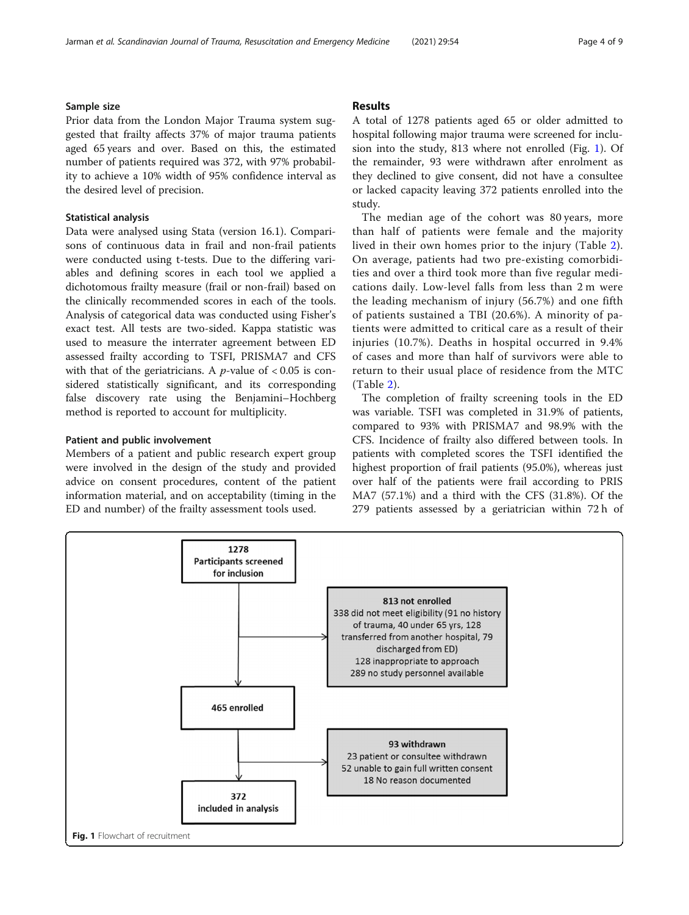## Sample size

Prior data from the London Major Trauma system suggested that frailty affects 37% of major trauma patients aged 65 years and over. Based on this, the estimated number of patients required was 372, with 97% probability to achieve a 10% width of 95% confidence interval as the desired level of precision.

## Statistical analysis

Data were analysed using Stata (version 16.1). Comparisons of continuous data in frail and non-frail patients were conducted using t-tests. Due to the differing variables and defining scores in each tool we applied a dichotomous frailty measure (frail or non-frail) based on the clinically recommended scores in each of the tools. Analysis of categorical data was conducted using Fisher's exact test. All tests are two-sided. Kappa statistic was used to measure the interrater agreement between ED assessed frailty according to TSFI, PRISMA7 and CFS with that of the geriatricians. A $p$-value of $< 0.05$ is considered statistically significant, and its corresponding false discovery rate using the Benjamini–Hochberg method is reported to account for multiplicity.

## Patient and public involvement

Members of a patient and public research expert group were involved in the design of the study and provided advice on consent procedures, content of the patient information material, and on acceptability (timing in the ED and number) of the frailty assessment tools used.

# Results

A total of 1278 patients aged 65 or older admitted to hospital following major trauma were screened for inclusion into the study, 813 where not enrolled (Fig. 1). Of the remainder, 93 were withdrawn after enrolment as they declined to give consent, did not have a consultee or lacked capacity leaving 372 patients enrolled into the study.

The median age of the cohort was 80 years, more than half of patients were female and the majority lived in their own homes prior to the injury (Table 2). On average, patients had two pre-existing comorbidities and over a third took more than five regular medications daily. Low-level falls from less than 2 m were the leading mechanism of injury (56.7%) and one fifth of patients sustained a TBI (20.6%). A minority of patients were admitted to critical care as a result of their injuries (10.7%). Deaths in hospital occurred in 9.4% of cases and more than half of survivors were able to return to their usual place of residence from the MTC (Table 2).

The completion of frailty screening tools in the ED was variable. TSFI was completed in 31.9% of patients, compared to 93% with PRISMA7 and 98.9% with the CFS. Incidence of frailty also differed between tools. In patients with completed scores the TSFI identified the highest proportion of frail patients (95.0%), whereas just over half of the patients were frail according to PRISMA7 (57.1%) and a third with the CFS (31.8%). Of the 279 patients assessed by a geriatrician within 72 h of

```
1278 Participants screened for inclusion
   → 813 not enrolled
     338 did not meet eligibility (91 no history of trauma, 40 under 65 yrs, 128 transferred from another hospital, 79 discharged from ED)
     128 inappropriate to approach
     289 no study personnel available
465 enrolled
   → 93 withdrawn
     23 patient or consultee withdrawn
     52 unable to gain full written consent
     18 No reason documented
372 included in analysis
```

**Fig. 1** Flowchart of recruitment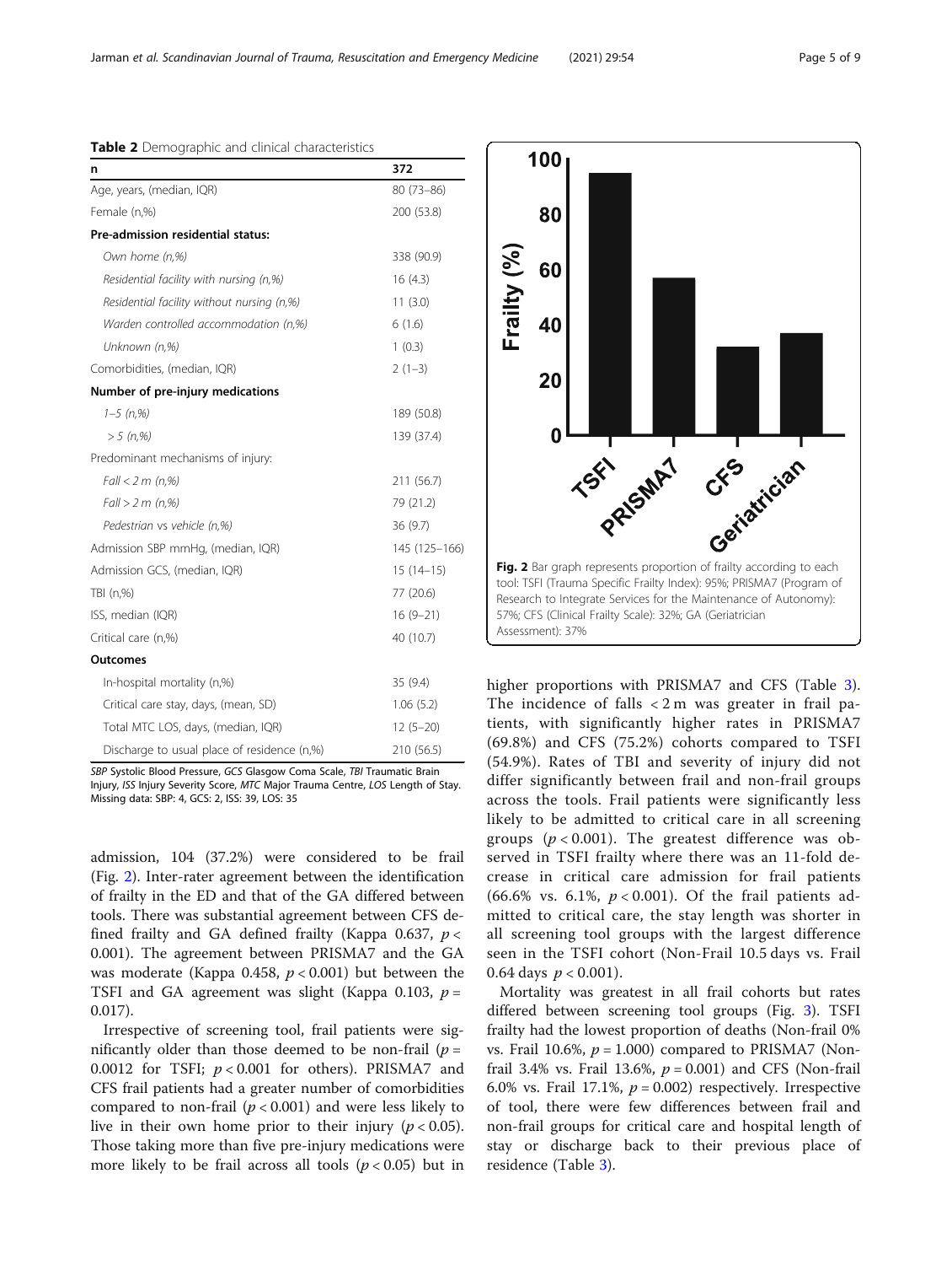**Table 2** Demographic and clinical characteristics

| n | 372 |
|---|---|
| Age, years, (median, IQR) | 80 (73–86) |
| Female (n,%) | 200 (53.8) |
| **Pre-admission residential status:** | |
| *Own home (n,%)* | 338 (90.9) |
| *Residential facility with nursing (n,%)* | 16 (4.3) |
| *Residential facility without nursing (n,%)* | 11 (3.0) |
| *Warden controlled accommodation (n,%)* | 6 (1.6) |
| *Unknown (n,%)* | 1 (0.3) |
| Comorbidities, (median, IQR) | 2 (1–3) |
| **Number of pre-injury medications** | |
| *1–5 (n,%)* | 189 (50.8) |
| *> 5 (n,%)* | 139 (37.4) |
| Predominant mechanisms of injury: | |
| *Fall < 2 m (n,%)* | 211 (56.7) |
| *Fall > 2 m (n,%)* | 79 (21.2) |
| *Pedestrian vs vehicle (n,%)* | 36 (9.7) |
| Admission SBP mmHg, (median, IQR) | 145 (125–166) |
| Admission GCS, (median, IQR) | 15 (14–15) |
| TBI (n,%) | 77 (20.6) |
| ISS, median (IQR) | 16 (9–21) |
| Critical care (n,%) | 40 (10.7) |
| **Outcomes** | |
| In-hospital mortality (n,%) | 35 (9.4) |
| Critical care stay, days, (mean, SD) | 1.06 (5.2) |
| Total MTC LOS, days, (median, IQR) | 12 (5–20) |
| Discharge to usual place of residence (n,%) | 210 (56.5) |

*SBP* Systolic Blood Pressure, *GCS* Glasgow Coma Scale, *TBI* Traumatic Brain Injury, *ISS* Injury Severity Score, *MTC* Major Trauma Centre, *LOS* Length of Stay. Missing data: SBP: 4, GCS: 2, ISS: 39, LOS: 35

admission, 104 (37.2%) were considered to be frail (Fig. 2). Inter-rater agreement between the identification of frailty in the ED and that of the GA differed between tools. There was substantial agreement between CFS defined frailty and GA defined frailty (Kappa 0.637, $p < 0.001$). The agreement between PRISMA7 and the GA was moderate (Kappa 0.458, $p < 0.001$) but between the TSFI and GA agreement was slight (Kappa 0.103, $p = 0.017$).

Irrespective of screening tool, frail patients were significantly older than those deemed to be non-frail ($p = 0.0012$ for TSFI; $p < 0.001$ for others). PRISMA7 and CFS frail patients had a greater number of comorbidities compared to non-frail ($p < 0.001$) and were less likely to live in their own home prior to their injury ($p < 0.05$). Those taking more than five pre-injury medications were more likely to be frail across all tools ($p < 0.05$) but in higher proportions with PRISMA7 and CFS (Table 3). The incidence of falls < 2 m was greater in frail patients, with significantly higher rates in PRISMA7 (69.8%) and CFS (75.2%) cohorts compared to TSFI (54.9%). Rates of TBI and severity of injury did not differ significantly between frail and non-frail groups across the tools. Frail patients were significantly less likely to be admitted to critical care in all screening groups ($p < 0.001$). The greatest difference was observed in TSFI frailty where there was an 11-fold decrease in critical care admission for frail patients (66.6% vs. 6.1%, $p < 0.001$). Of the frail patients admitted to critical care, the stay length was shorter in all screening tool groups with the largest difference seen in the TSFI cohort (Non-Frail 10.5 days vs. Frail 0.64 days $p < 0.001$).

**Fig. 2** Bar graph represents proportion of frailty according to each tool: TSFI (Trauma Specific Frailty Index): 95%; PRISMA7 (Program of Research to Integrate Services for the Maintenance of Autonomy): 57%; CFS (Clinical Frailty Scale): 32%; GA (Geriatrician Assessment): 37%

Mortality was greatest in all frail cohorts but rates differed between screening tool groups (Fig. 3). TSFI frailty had the lowest proportion of deaths (Non-frail 0% vs. Frail 10.6%, $p = 1.000$) compared to PRISMA7 (Non-frail 3.4% vs. Frail 13.6%, $p = 0.001$) and CFS (Non-frail 6.0% vs. Frail 17.1%, $p = 0.002$) respectively. Irrespective of tool, there were few differences between frail and non-frail groups for critical care and hospital length of stay or discharge back to their previous place of residence (Table 3).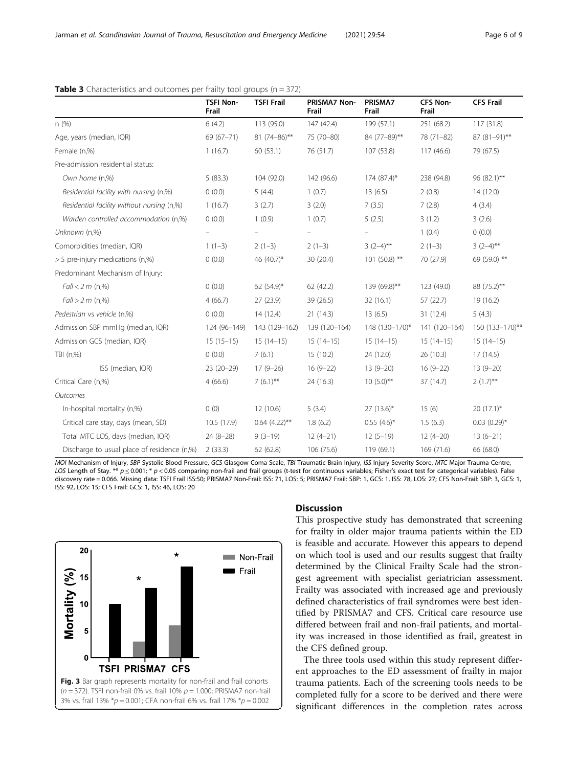**Table 3** Characteristics and outcomes per frailty tool groups (n = 372)

| | TSFI Non-Frail | TSFI Frail | PRISMA7 Non-Frail | PRISMA7 Frail | CFS Non-Frail | CFS Frail |
|---|---|---|---|---|---|---|
| n (%) | 6 (4.2) | 113 (95.0) | 147 (42.4) | 199 (57.1) | 251 (68.2) | 117 (31.8) |
| Age, years (median, IQR) | 69 (67–71) | 81 (74–86)** | 75 (70–80) | 84 (77–89)** | 78 (71–82) | 87 (81–91)** |
| Female (n,%) | 1 (16.7) | 60 (53.1) | 76 (51.7) | 107 (53.8) | 117 (46.6) | 79 (67.5) |
| Pre-admission residential status: | | | | | | |
| *Own home (n,%)* | 5 (83.3) | 104 (92.0) | 142 (96.6) | 174 (87.4)* | 238 (94.8) | 96 (82.1)** |
| *Residential facility with nursing (n,%)* | 0 (0.0) | 5 (4.4) | 1 (0.7) | 13 (6.5) | 2 (0.8) | 14 (12.0) |
| *Residential facility without nursing (n,%)* | 1 (16.7) | 3 (2.7) | 3 (2.0) | 7 (3.5) | 7 (2.8) | 4 (3.4) |
| *Warden controlled accommodation (n,%)* | 0 (0.0) | 1 (0.9) | 1 (0.7) | 5 (2.5) | 3 (1.2) | 3 (2.6) |
| *Unknown (n,%)* | – | – | – | – | 1 (0.4) | 0 (0.0) |
| Comorbidities (median, IQR) | 1 (1–3) | 2 (1–3) | 2 (1–3) | 3 (2–4)** | 2 (1–3) | 3 (2–4)** |
| > 5 pre-injury medications (n,%) | 0 (0.0) | 46 (40.7)* | 30 (20.4) | 101 (50.8) ** | 70 (27.9) | 69 (59.0) ** |
| Predominant Mechanism of Injury: | | | | | | |
| *Fall < 2 m (n,%)* | 0 (0.0) | 62 (54.9)* | 62 (42.2) | 139 (69.8)** | 123 (49.0) | 88 (75.2)** |
| *Fall > 2 m (n,%)* | 4 (66.7) | 27 (23.9) | 39 (26.5) | 32 (16.1) | 57 (22.7) | 19 (16.2) |
| *Pedestrian vs vehicle (n,%)* | 0 (0.0) | 14 (12.4) | 21 (14.3) | 13 (6.5) | 31 (12.4) | 5 (4.3) |
| Admission SBP mmHg (median, IQR) | 124 (96–149) | 143 (129–162) | 139 (120–164) | 148 (130–170)* | 141 (120–164) | 150 (133–170)** |
| Admission GCS (median, IQR) | 15 (15–15) | 15 (14–15) | 15 (14–15) | 15 (14–15) | 15 (14–15) | 15 (14–15) |
| TBI (n,%) | 0 (0.0) | 7 (6.1) | 15 (10.2) | 24 (12.0) | 26 (10.3) | 17 (14.5) |
| ISS (median, IQR) | 23 (20–29) | 17 (9–26) | 16 (9–22) | 13 (9–20) | 16 (9–22) | 13 (9–20) |
| Critical Care (n,%) | 4 (66.6) | 7 (6.1)** | 24 (16.3) | 10 (5.0)** | 37 (14.7) | 2 (1.7)** |
| *Outcomes* | | | | | | |
| In-hospital mortality (n,%) | 0 (0) | 12 (10.6) | 5 (3.4) | 27 (13.6)* | 15 (6) | 20 (17.1)* |
| Critical care stay, days (mean, SD) | 10.5 (17.9) | 0.64 (4.22)** | 1.8 (6.2) | 0.55 (4.6)* | 1.5 (6.3) | 0.03 (0.29)* |
| Total MTC LOS, days (median, IQR) | 24 (8–28) | 9 (3–19) | 12 (4–21) | 12 (5–19) | 12 (4–20) | 13 (6–21) |
| Discharge to usual place of residence (n,%) | 2 (33.3) | 62 (62.8) | 106 (75.6) | 119 (69.1) | 169 (71.6) | 66 (68.0) |

*MOI* Mechanism of Injury, *SBP* Systolic Blood Pressure, *GCS* Glasgow Coma Scale, *TBI* Traumatic Brain Injury, *ISS* Injury Severity Score, *MTC* Major Trauma Centre, *LOS* Length of Stay. ** $p \leq 0.001$; * $p < 0.05$ comparing non-frail and frail groups (t-test for continuous variables; Fisher's exact test for categorical variables). False discovery rate = 0.066. Missing data: TSFI Frail ISS:50; PRISMA7 Non-Frail: ISS: 71, LOS: 5; PRISMA7 Frail: SBP: 1, GCS: 1, ISS: 78, LOS: 27; CFS Non-Frail: SBP: 3, GCS: 1, ISS: 92, LOS: 15; CFS Frail: GCS: 1, ISS: 46, LOS: 20

**Fig. 3** Bar graph represents mortality for non-frail and frail cohorts (n = 372). TSFI non-frail 0% vs. frail 10% p = 1.000; PRISMA7 non-frail 3% vs. frail 13% *p = 0.001; CFA non-frail 6% vs. frail 17% *p = 0.002

## Discussion

This prospective study has demonstrated that screening for frailty in older major trauma patients within the ED is feasible and accurate. However this appears to depend on which tool is used and our results suggest that frailty determined by the Clinical Frailty Scale had the strongest agreement with specialist geriatrician assessment. Frailty was associated with increased age and previously defined characteristics of frail syndromes were best identified by PRISMA7 and CFS. Critical care resource use differed between frail and non-frail patients, and mortality was increased in those identified as frail, greatest in the CFS defined group.

The three tools used within this study represent different approaches to the ED assessment of frailty in major trauma patients. Each of the screening tools needs to be completed fully for a score to be derived and there were significant differences in the completion rates across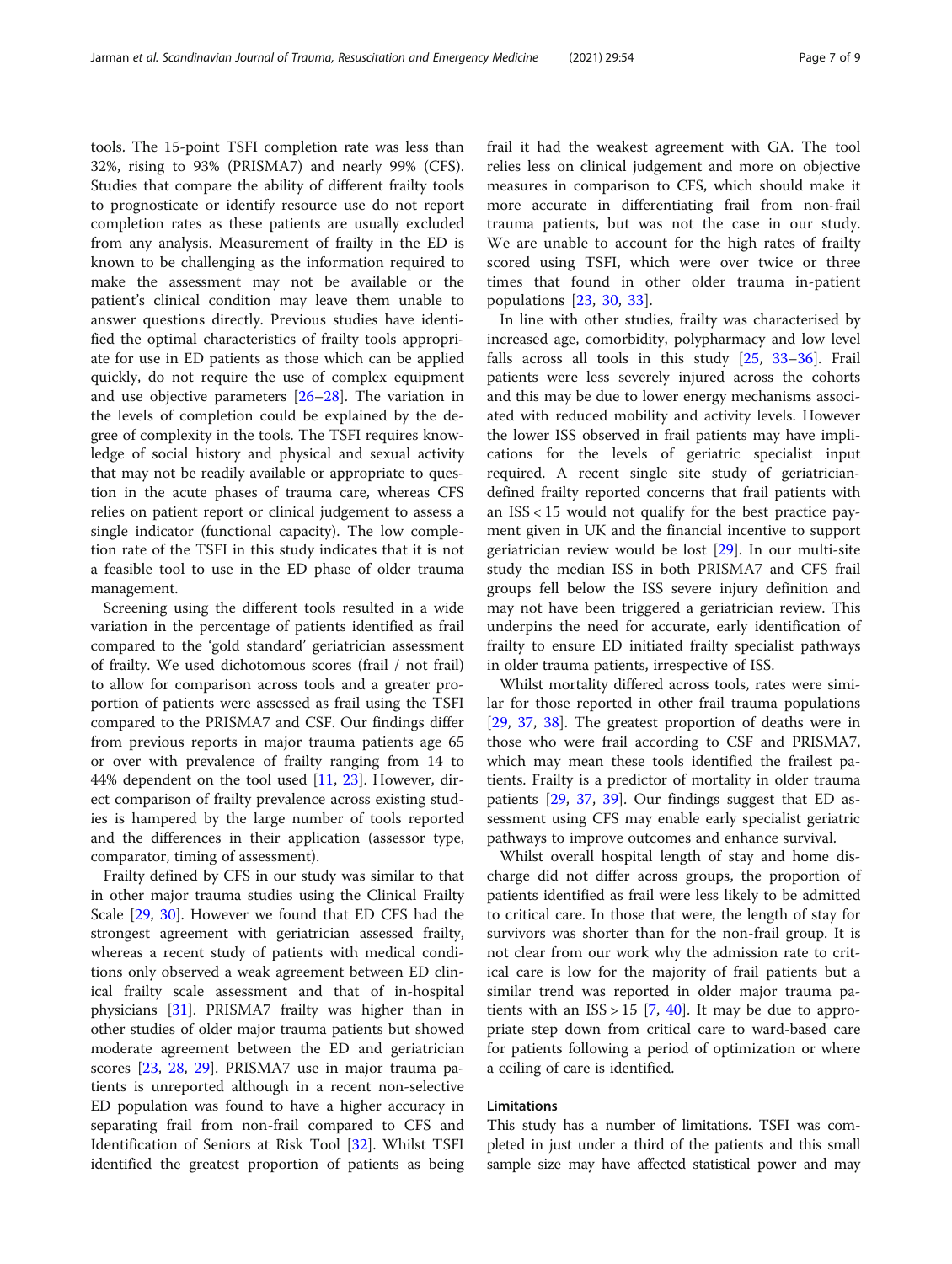tools. The 15-point TSFI completion rate was less than 32%, rising to 93% (PRISMA7) and nearly 99% (CFS). Studies that compare the ability of different frailty tools to prognosticate or identify resource use do not report completion rates as these patients are usually excluded from any analysis. Measurement of frailty in the ED is known to be challenging as the information required to make the assessment may not be available or the patient's clinical condition may leave them unable to answer questions directly. Previous studies have identified the optimal characteristics of frailty tools appropriate for use in ED patients as those which can be applied quickly, do not require the use of complex equipment and use objective parameters [26–28]. The variation in the levels of completion could be explained by the degree of complexity in the tools. The TSFI requires knowledge of social history and physical and sexual activity that may not be readily available or appropriate to question in the acute phases of trauma care, whereas CFS relies on patient report or clinical judgement to assess a single indicator (functional capacity). The low completion rate of the TSFI in this study indicates that it is not a feasible tool to use in the ED phase of older trauma management.

Screening using the different tools resulted in a wide variation in the percentage of patients identified as frail compared to the 'gold standard' geriatrician assessment of frailty. We used dichotomous scores (frail / not frail) to allow for comparison across tools and a greater proportion of patients were assessed as frail using the TSFI compared to the PRISMA7 and CSF. Our findings differ from previous reports in major trauma patients age 65 or over with prevalence of frailty ranging from 14 to 44% dependent on the tool used [11, 23]. However, direct comparison of frailty prevalence across existing studies is hampered by the large number of tools reported and the differences in their application (assessor type, comparator, timing of assessment).

Frailty defined by CFS in our study was similar to that in other major trauma studies using the Clinical Frailty Scale [29, 30]. However we found that ED CFS had the strongest agreement with geriatrician assessed frailty, whereas a recent study of patients with medical conditions only observed a weak agreement between ED clinical frailty scale assessment and that of in-hospital physicians [31]. PRISMA7 frailty was higher than in other studies of older major trauma patients but showed moderate agreement between the ED and geriatrician scores [23, 28, 29]. PRISMA7 use in major trauma patients is unreported although in a recent non-selective ED population was found to have a higher accuracy in separating frail from non-frail compared to CFS and Identification of Seniors at Risk Tool [32]. Whilst TSFI identified the greatest proportion of patients as being frail it had the weakest agreement with GA. The tool relies less on clinical judgement and more on objective measures in comparison to CFS, which should make it more accurate in differentiating frail from non-frail trauma patients, but was not the case in our study. We are unable to account for the high rates of frailty scored using TSFI, which were over twice or three times that found in other older trauma in-patient populations [23, 30, 33].

In line with other studies, frailty was characterised by increased age, comorbidity, polypharmacy and low level falls across all tools in this study [25, 33–36]. Frail patients were less severely injured across the cohorts and this may be due to lower energy mechanisms associated with reduced mobility and activity levels. However the lower ISS observed in frail patients may have implications for the levels of geriatric specialist input required. A recent single site study of geriatrician-defined frailty reported concerns that frail patients with an ISS < 15 would not qualify for the best practice payment given in UK and the financial incentive to support geriatrician review would be lost [29]. In our multi-site study the median ISS in both PRISMA7 and CFS frail groups fell below the ISS severe injury definition and may not have been triggered a geriatrician review. This underpins the need for accurate, early identification of frailty to ensure ED initiated frailty specialist pathways in older trauma patients, irrespective of ISS.

Whilst mortality differed across tools, rates were similar for those reported in other frail trauma populations [29, 37, 38]. The greatest proportion of deaths were in those who were frail according to CSF and PRISMA7, which may mean these tools identified the frailest patients. Frailty is a predictor of mortality in older trauma patients [29, 37, 39]. Our findings suggest that ED assessment using CFS may enable early specialist geriatric pathways to improve outcomes and enhance survival.

Whilst overall hospital length of stay and home discharge did not differ across groups, the proportion of patients identified as frail were less likely to be admitted to critical care. In those that were, the length of stay for survivors was shorter than for the non-frail group. It is not clear from our work why the admission rate to critical care is low for the majority of frail patients but a similar trend was reported in older major trauma patients with an ISS > 15 [7, 40]. It may be due to appropriate step down from critical care to ward-based care for patients following a period of optimization or where a ceiling of care is identified.

## Limitations

This study has a number of limitations. TSFI was completed in just under a third of the patients and this small sample size may have affected statistical power and may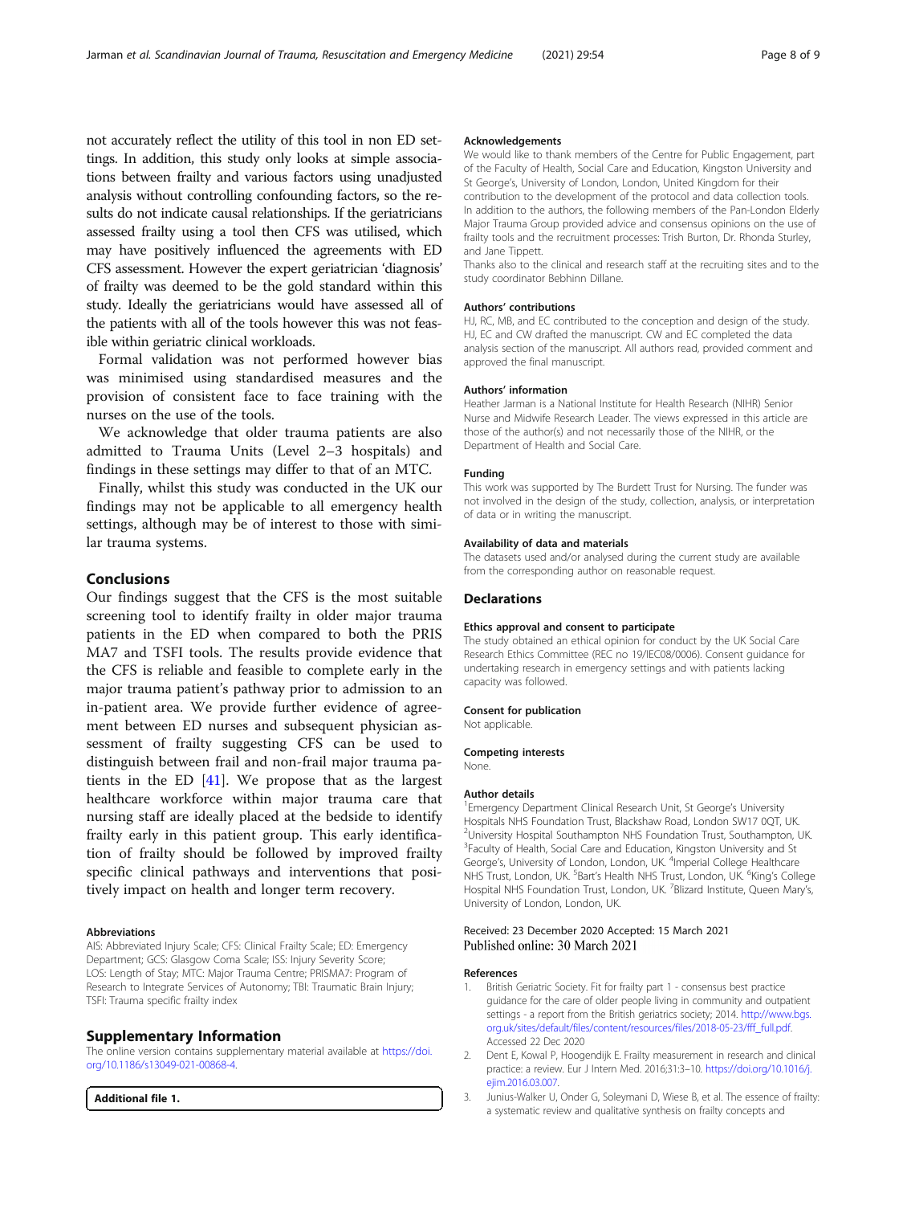not accurately reflect the utility of this tool in non ED settings. In addition, this study only looks at simple associations between frailty and various factors using unadjusted analysis without controlling confounding factors, so the results do not indicate causal relationships. If the geriatricians assessed frailty using a tool then CFS was utilised, which may have positively influenced the agreements with ED CFS assessment. However the expert geriatrician 'diagnosis' of frailty was deemed to be the gold standard within this study. Ideally the geriatricians would have assessed all of the patients with all of the tools however this was not feasible within geriatric clinical workloads.

Formal validation was not performed however bias was minimised using standardised measures and the provision of consistent face to face training with the nurses on the use of the tools.

We acknowledge that older trauma patients are also admitted to Trauma Units (Level 2–3 hospitals) and findings in these settings may differ to that of an MTC.

Finally, whilst this study was conducted in the UK our findings may not be applicable to all emergency health settings, although may be of interest to those with similar trauma systems.

## Conclusions

Our findings suggest that the CFS is the most suitable screening tool to identify frailty in older major trauma patients in the ED when compared to both the PRISMA7 and TSFI tools. The results provide evidence that the CFS is reliable and feasible to complete early in the major trauma patient's pathway prior to admission to an in-patient area. We provide further evidence of agreement between ED nurses and subsequent physician assessment of frailty suggesting CFS can be used to distinguish between frail and non-frail major trauma patients in the ED [41]. We propose that as the largest healthcare workforce within major trauma care that nursing staff are ideally placed at the bedside to identify frailty early in this patient group. This early identification of frailty should be followed by improved frailty specific clinical pathways and interventions that positively impact on health and longer term recovery.

#### Abbreviations

AIS: Abbreviated Injury Scale; CFS: Clinical Frailty Scale; ED: Emergency Department; GCS: Glasgow Coma Scale; ISS: Injury Severity Score; LOS: Length of Stay; MTC: Major Trauma Centre; PRISMA7: Program of Research to Integrate Services of Autonomy; TBI: Traumatic Brain Injury; TSFI: Trauma specific frailty index

## Supplementary Information

The online version contains supplementary material available at https://doi.org/10.1186/s13049-021-00868-4.

**Additional file 1.**

#### Acknowledgements

We would like to thank members of the Centre for Public Engagement, part of the Faculty of Health, Social Care and Education, Kingston University and St George's, University of London, London, United Kingdom for their contribution to the development of the protocol and data collection tools. In addition to the authors, the following members of the Pan-London Elderly Major Trauma Group provided advice and consensus opinions on the use of frailty tools and the recruitment processes: Trish Burton, Dr. Rhonda Sturley, and Jane Tippett.

Thanks also to the clinical and research staff at the recruiting sites and to the study coordinator Bebhinn Dillane.

#### Authors' contributions

HJ, RC, MB, and EC contributed to the conception and design of the study. HJ, EC and CW drafted the manuscript. CW and EC completed the data analysis section of the manuscript. All authors read, provided comment and approved the final manuscript.

#### Authors' information

Heather Jarman is a National Institute for Health Research (NIHR) Senior Nurse and Midwife Research Leader. The views expressed in this article are those of the author(s) and not necessarily those of the NIHR, or the Department of Health and Social Care.

#### Funding

This work was supported by The Burdett Trust for Nursing. The funder was not involved in the design of the study, collection, analysis, or interpretation of data or in writing the manuscript.

#### Availability of data and materials

The datasets used and/or analysed during the current study are available from the corresponding author on reasonable request.

## Declarations

#### Ethics approval and consent to participate

The study obtained an ethical opinion for conduct by the UK Social Care Research Ethics Committee (REC no 19/IEC08/0006). Consent guidance for undertaking research in emergency settings and with patients lacking capacity was followed.

#### Consent for publication

Not applicable.

#### Competing interests

None.

#### Author details

[1]Emergency Department Clinical Research Unit, St George's University Hospitals NHS Foundation Trust, Blackshaw Road, London SW17 0QT, UK. [2]University Hospital Southampton NHS Foundation Trust, Southampton, UK. [3]Faculty of Health, Social Care and Education, Kingston University and St George's, University of London, London, UK. [4]Imperial College Healthcare NHS Trust, London, UK. [5]Bart's Health NHS Trust, London, UK. [6]King's College Hospital NHS Foundation Trust, London, UK. [7]Blizard Institute, Queen Mary's, University of London, London, UK.

Received: 23 December 2020 Accepted: 15 March 2021
Published online: 30 March 2021

#### References

1. British Geriatric Society. Fit for frailty part 1 - consensus best practice guidance for the care of older people living in community and outpatient settings - a report from the British geriatrics society; 2014. http://www.bgs.org.uk/sites/default/files/content/resources/files/2018-05-23/fff_full.pdf. Accessed 22 Dec 2020
2. Dent E, Kowal P, Hoogendijk E. Frailty measurement in research and clinical practice: a review. Eur J Intern Med. 2016;31:3–10. https://doi.org/10.1016/j.ejim.2016.03.007.
3. Junius-Walker U, Onder G, Soleymani D, Wiese B, et al. The essence of frailty: a systematic review and qualitative synthesis on frailty concepts and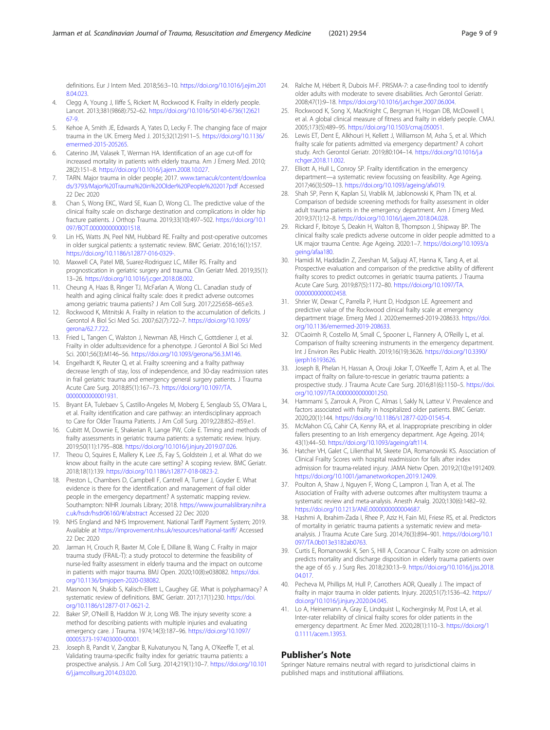definitions. Eur J Intern Med. 2018;56:3–10. https://doi.org/10.1016/j.ejim.2018.04.023.

4. Clegg A, Young J, Iliffe S, Rickert M, Rockwood K. Frailty in elderly people. Lancet. 2013;381(9868):752–62. https://doi.org/10.1016/S0140-6736(12)62167-9.
5. Kehoe A, Smith JE, Edwards A, Yates D, Lecky F. The changing face of major trauma in the UK. Emerg Med J. 2015;32(12):911–5. https://doi.org/10.1136/emermed-2015-205265.
6. Caterino JM, Valasek T, Werman HA. Identification of an age cut-off for increased mortality in patients with elderly trauma. Am J Emerg Med. 2010; 28(2):151–8. https://doi.org/10.1016/j.ajem.2008.10.027.
7. TARN. Major trauma in older people; 2017. www.tarnacuk/content/downloads/3793/Major%20Trauma%20in%20Older%20People%202017pdf Accessed 22 Dec 2020
8. Chan S, Wong EKC, Ward SE, Kuan D, Wong CL. The predictive value of the clinical frailty scale on discharge destination and complications in older hip fracture patients. J Orthop Trauma. 2019;33(10):497–502. https://doi.org/10.1097/BOT.0000000000001518.
9. Lin HS, Watts JN, Peel NM, Hubbard RE. Frailty and post-operative outcomes in older surgical patients: a systematic review. BMC Geriatr. 2016;16(1):157. https://doi.org/10.1186/s12877-016-0329-.
10. Maxwell CA, Patel MB, Suarez-Rodriguez LC, Miller RS. Frailty and prognostication in geriatric surgery and trauma. Clin Geriatr Med. 2019;35(1): 13–26. https://doi.org/10.1016/j.cger.2018.08.002.
11. Cheung A, Haas B, Ringer TJ, McFarlan A, Wong CL. Canadian study of health and aging clinical frailty scale: does it predict adverse outcomes among geriatric trauma patients? J Am Coll Surg. 2017;225:658–665.e3.
12. Rockwood K, Mitnitski A. Frailty in relation to the accumulation of deficits. J Gerontol A Biol Sci Med Sci. 2007;62(7):722–7. https://doi.org/10.1093/gerona/62.7.722.
13. Fried L, Tangen C, Walston J, Newman AB, Hirsch C, Gottdiener J, et al. Frailty in older adults:evidence for a phenotype. J Gerontol A Biol Sci Med Sci. 2001;56(3):M146–56. https://doi.org/10.1093/gerona/56.3.M146.
14. Engelhardt K, Reuter Q, et al. Frailty screening and a frailty pathway decrease length of stay, loss of independence, and 30-day readmission rates in frail geriatric trauma and emergency general surgery patients. J Trauma Acute Care Surg. 2018;85(1):167–73. https://doi.org/10.1097/TA.0000000000001931.
15. Bryant EA, Tulebaev S, Castillo-Angeles M, Moberg E, Senglaub SS, O'Mara L, et al. Frailty identification and care pathway: an interdisciplinary approach to Care for Older Trauma Patients. J Am Coll Surg. 2019;228:852–859.e1.
16. Cubitt M, Downie E, Shakerian R, Lange PW, Cole E. Timing and methods of frailty assessments in geriatric trauma patients: a systematic review. Injury. 2019;50(11):1795–808. https://doi.org/10.1016/j.injury.2019.07.026.
17. Theou O, Squires E, Mallery K, Lee JS, Fay S, Goldstein J, et al. What do we know about frailty in the acute care setting? A scoping review. BMC Geriatr. 2018;18(1):139. https://doi.org/10.1186/s12877-018-0823-2.
18. Preston L, Chambers D, Campbell F, Cantrell A, Turner J, Goyder E. What evidence is there for the identification and management of frail older people in the emergency department? A systematic mapping review. Southampton: NIHR Journals Library; 2018. https://www.journalslibrary.nihr.ac.uk/hsdr/hsdr06160/#/abstract Accessed 22 Dec 2020
19. NHS England and NHS Improvement. National Tariff Payment System; 2019. Available at https://improvement.nhs.uk/resources/national-tariff/ Accessed 22 Dec 2020
20. Jarman H, Crouch R, Baxter M, Cole E, Dillane B, Wang C. Frailty in major trauma study (FRAIL-T): a study protocol to determine the feasibility of nurse-led frailty assessment in elderly trauma and the impact on outcome in patients with major trauma. BMJ Open. 2020;10(8):e038082. https://doi.org/10.1136/bmjopen-2020-038082.
21. Masnoon N, Shakib S, Kalisch-Ellett L, Caughey GE. What is polypharmacy? A systematic review of definitions. BMC Geriatr. 2017;17(1):230. https://doi.org/10.1186/s12877-017-0621-2.
22. Baker SP, O'Neill B, Haddon W Jr, Long WB. The injury severity score: a method for describing patients with multiple injuries and evaluating emergency care. J Trauma. 1974;14(3):187–96. https://doi.org/10.1097/00005373-197403000-00001.
23. Joseph B, Pandit V, Zangbar B, Kulvatunyou N, Tang A, O'Keeffe T, et al. Validating trauma-specific frailty index for geriatric trauma patients: a prospective analysis. J Am Coll Surg. 2014;219(1):10–7. https://doi.org/10.1016/j.jamcollsurg.2014.03.020.
24. Raîche M, Hébert R, Dubois M-F. PRISMA-7: a case-finding tool to identify older adults with moderate to severe disabilities. Arch Gerontol Geriatr. 2008;47(1):9–18. https://doi.org/10.1016/j.archger.2007.06.004.
25. Rockwood K, Song X, MacKnight C, Bergman H, Hogan DB, McDowell I, et al. A global clinical measure of fitness and frailty in elderly people. CMAJ. 2005;173(5):489–95. https://doi.org/10.1503/cmaj.050051.
26. Lewis ET, Dent E, Alkhouri H, Kellett J, Williamson M, Asha S, et al. Which frailty scale for patients admitted via emergency department? A cohort study. Arch Gerontol Geriatr. 2019;80:104–14. https://doi.org/10.1016/j.archger.2018.11.002.
27. Elliott A, Hull L, Conroy SP. Frailty identification in the emergency department—a systematic review focussing on feasibility. Age Ageing. 2017;46(3):509–13. https://doi.org/10.1093/ageing/afx019.
28. Shah SP, Penn K, Kaplan SJ, Vrablik M, Jablonowski K, Pham TN, et al. Comparison of bedside screening methods for frailty assessment in older adult trauma patients in the emergency department. Am J Emerg Med. 2019;37(1):12–8. https://doi.org/10.1016/j.ajem.2018.04.028.
29. Rickard F, Ibitoye S, Deakin H, Walton B, Thompson J, Shipway BP. The clinical frailty scale predicts adverse outcome in older people admitted to a UK major trauma Centre. Age Ageing. 2020:1–7. https://doi.org/10.1093/ageing/afaa180.
30. Hamidi M, Haddadin Z, Zeeshan M, Saljuqi AT, Hanna K, Tang A, et al. Prospective evaluation and comparison of the predictive ability of different frailty scores to predict outcomes in geriatric trauma patients. J Trauma Acute Care Surg. 2019;87(5):1172–80. https://doi.org/10.1097/TA.0000000000002458.
31. Shrier W, Dewar C, Parrella P, Hunt D, Hodgson LE. Agreement and predictive value of the Rockwood clinical frailty scale at emergency department triage. Emerg Med J. 2020:emermed-2019-208633. https://doi.org/10.1136/emermed-2019-208633.
32. O'Caoimh R, Costello M, Small C, Spooner L, Flannery A, O'Reilly L, et al. Comparison of frailty screening instruments in the emergency department. Int J Environ Res Public Health. 2019;16(19):3626. https://doi.org/10.3390/ijerph16193626.
33. Joseph B, Phelan H, Hassan A, Orouji Jokar T, O'Keeffe T, Azim A, et al. The impact of frailty on failure-to-rescue in geriatric trauma patients: a prospective study. J Trauma Acute Care Surg. 2016;81(6):1150–5. https://doi.org/10.1097/TA.0000000000001250.
34. Hammami S, Zarrouk A, Piron C, Almas I, Sakly N, Latteur V. Prevalence and factors associated with frailty in hospitalized older patients. BMC Geriatr. 2020;20(1):144. https://doi.org/10.1186/s12877-020-01545-4.
35. McMahon CG, Cahir CA, Kenny RA, et al. Inappropriate prescribing in older fallers presenting to an Irish emergency department. Age Ageing. 2014; 43(1):44–50. https://doi.org/10.1093/ageing/aft114.
36. Hatcher VH, Galet C, Lilienthal M, Skeete DA, Romanowski KS. Association of Clinical Frailty Scores with hospital readmission for falls after index admission for trauma-related injury. JAMA Netw Open. 2019;2(10):e1912409. https://doi.org/10.1001/jamanetworkopen.2019.12409.
37. Poulton A, Shaw J, Nguyen F, Wong C, Lampron J, Tran A, et al. The Association of Frailty with adverse outcomes after multisystem trauma: a systematic review and meta-analysis. Anesth Analg. 2020;130(6):1482–92. https://doi.org/10.1213/ANE.0000000000004687.
38. Hashmi A, Ibrahim-Zada I, Rhee P, Aziz H, Fain MJ, Friese RS, et al. Predictors of mortality in geriatric trauma patients a systematic review and meta-analysis. J Trauma Acute Care Surg. 2014;76(3):894–901. https://doi.org/10.1097/TA.0b013e3182ab0763.
39. Curtis E, Romanowski K, Sen S, Hill A, Cocanour C. Frailty score on admission predicts mortality and discharge disposition in elderly trauma patients over the age of 65 y. J Surg Res. 2018;230:13–9. https://doi.org/10.1016/j.jss.2018.04.017.
40. Pecheva M, Phillips M, Hull P, Carrothers AOR, Queally J. The impact of frailty in major trauma in older patients. Injury. 2020;51(7):1536–42. https://doi.org/10.1016/j.injury.2020.04.045.
41. Lo A, Heinemann A, Gray E, Lindquist L, Kocherginsky M, Post LA, et al. Inter-rater reliability of clinical frailty scores for older patients in the emergency department. Ac Emer Med. 2020;28(1):110–3. https://doi.org/10.1111/acem.13953.

## Publisher's Note

Springer Nature remains neutral with regard to jurisdictional claims in published maps and institutional affiliations.